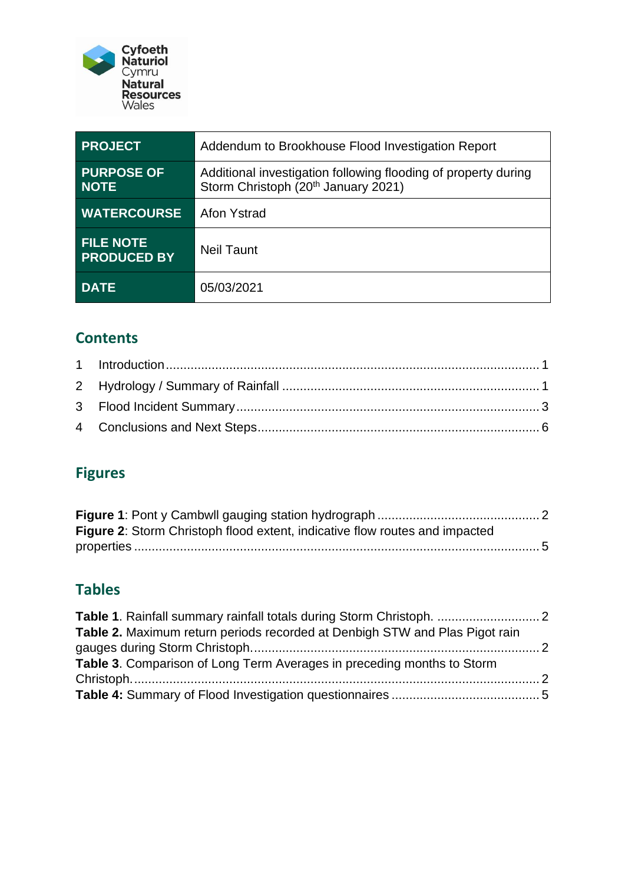Cyfoeth Naturiol Cymru
Natural Resources Wales

| PROJECT | Addendum to Brookhouse Flood Investigation Report |
|---|---|
| PURPOSE OF NOTE | Additional investigation following flooding of property during Storm Christoph (20th January 2021) |
| WATERCOURSE | Afon Ystrad |
| FILE NOTE PRODUCED BY | Neil Taunt |
| DATE | 05/03/2021 |

## Contents

1 Introduction ........................................................................................................ 1
2 Hydrology / Summary of Rainfall ....................................................................... 1
3 Flood Incident Summary .................................................................................... 3
4 Conclusions and Next Steps .............................................................................. 6

## Figures

**Figure 1**: Pont y Cambwll gauging station hydrograph ............................................ 2
**Figure 2**: Storm Christoph flood extent, indicative flow routes and impacted properties ................................................................................................................ 5

## Tables

**Table 1**. Rainfall summary rainfall totals during Storm Christoph. ............................ 2
**Table 2.** Maximum return periods recorded at Denbigh STW and Plas Pigot rain gauges during Storm Christoph. ................................................................................ 2
**Table 3**. Comparison of Long Term Averages in preceding months to Storm Christoph. ................................................................................................................ 2
**Table 4:** Summary of Flood Investigation questionnaires ......................................... 5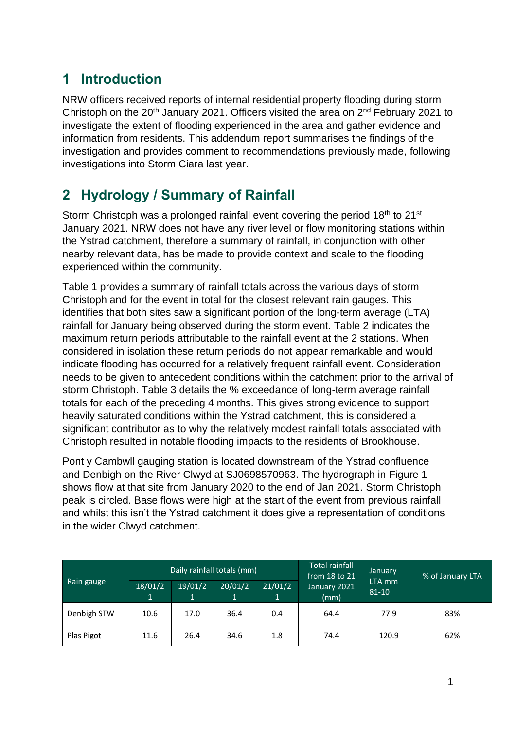# 1 Introduction

NRW officers received reports of internal residential property flooding during storm Christoph on the 20th January 2021. Officers visited the area on 2nd February 2021 to investigate the extent of flooding experienced in the area and gather evidence and information from residents. This addendum report summarises the findings of the investigation and provides comment to recommendations previously made, following investigations into Storm Ciara last year.

# 2 Hydrology / Summary of Rainfall

Storm Christoph was a prolonged rainfall event covering the period 18th to 21st January 2021. NRW does not have any river level or flow monitoring stations within the Ystrad catchment, therefore a summary of rainfall, in conjunction with other nearby relevant data, has be made to provide context and scale to the flooding experienced within the community.

Table 1 provides a summary of rainfall totals across the various days of storm Christoph and for the event in total for the closest relevant rain gauges. This identifies that both sites saw a significant portion of the long-term average (LTA) rainfall for January being observed during the storm event. Table 2 indicates the maximum return periods attributable to the rainfall event at the 2 stations. When considered in isolation these return periods do not appear remarkable and would indicate flooding has occurred for a relatively frequent rainfall event. Consideration needs to be given to antecedent conditions within the catchment prior to the arrival of storm Christoph. Table 3 details the % exceedance of long-term average rainfall totals for each of the preceding 4 months. This gives strong evidence to support heavily saturated conditions within the Ystrad catchment, this is considered a significant contributor as to why the relatively modest rainfall totals associated with Christoph resulted in notable flooding impacts to the residents of Brookhouse.

Pont y Cambwll gauging station is located downstream of the Ystrad confluence and Denbigh on the River Clwyd at SJ0698570963. The hydrograph in Figure 1 shows flow at that site from January 2020 to the end of Jan 2021. Storm Christoph peak is circled. Base flows were high at the start of the event from previous rainfall and whilst this isn't the Ystrad catchment it does give a representation of conditions in the wider Clwyd catchment.

| Rain gauge | Daily rainfall totals (mm) | | | | Total rainfall from 18 to 21 January 2021 (mm) | January LTA mm 81-10 | % of January LTA |
|---|---|---|---|---|---|---|---|
| | 18/01/21 | 19/01/21 | 20/01/21 | 21/01/21 | | | |
| Denbigh STW | 10.6 | 17.0 | 36.4 | 0.4 | 64.4 | 77.9 | 83% |
| Plas Pigot | 11.6 | 26.4 | 34.6 | 1.8 | 74.4 | 120.9 | 62% |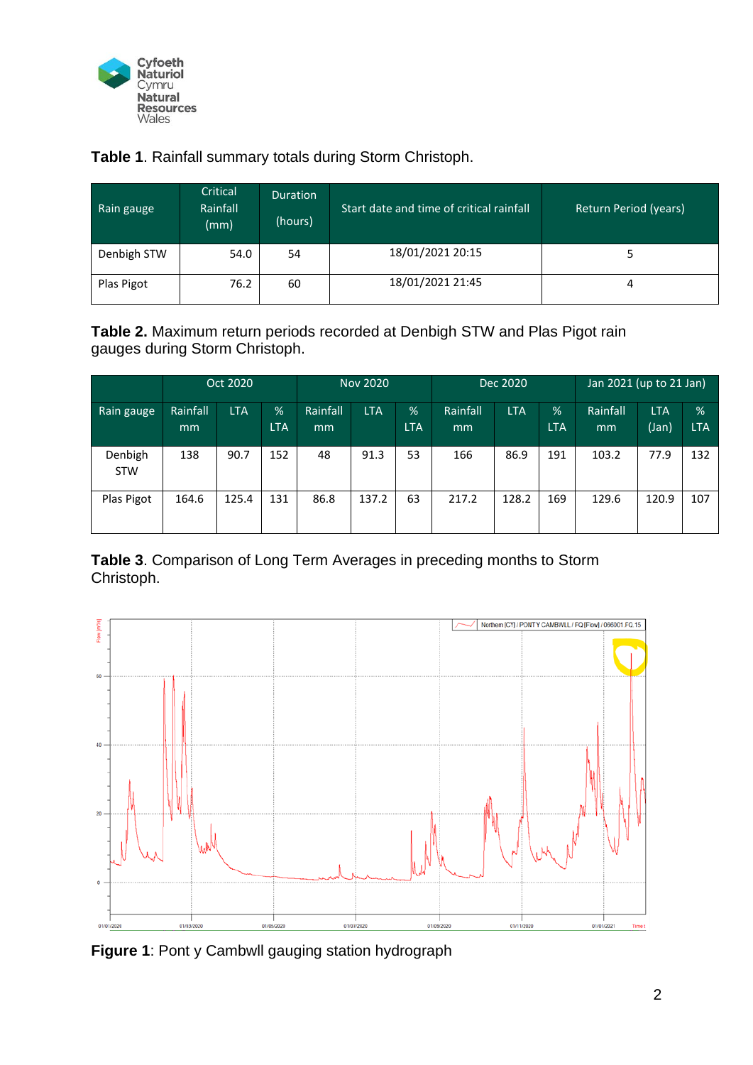**Table 1**. Rainfall summary totals during Storm Christoph.

| Rain gauge | Critical Rainfall (mm) | Duration (hours) | Start date and time of critical rainfall | Return Period (years) |
|---|---|---|---|---|
| Denbigh STW | 54.0 | 54 | 18/01/2021 20:15 | 5 |
| Plas Pigot | 76.2 | 60 | 18/01/2021 21:45 | 4 |

**Table 2.** Maximum return periods recorded at Denbigh STW and Plas Pigot rain gauges during Storm Christoph.

| | Oct 2020 | | | Nov 2020 | | | Dec 2020 | | | Jan 2021 (up to 21 Jan) | | |
|---|---|---|---|---|---|---|---|---|---|---|---|---|
| Rain gauge | Rainfall mm | LTA | % LTA | Rainfall mm | LTA | % LTA | Rainfall mm | LTA | % LTA | Rainfall mm | LTA (Jan) | % LTA |
| Denbigh STW | 138 | 90.7 | 152 | 48 | 91.3 | 53 | 166 | 86.9 | 191 | 103.2 | 77.9 | 132 |
| Plas Pigot | 164.6 | 125.4 | 131 | 86.8 | 137.2 | 63 | 217.2 | 128.2 | 169 | 129.6 | 120.9 | 107 |

**Table 3**. Comparison of Long Term Averages in preceding months to Storm Christoph.

**Figure 1**: Pont y Cambwll gauging station hydrograph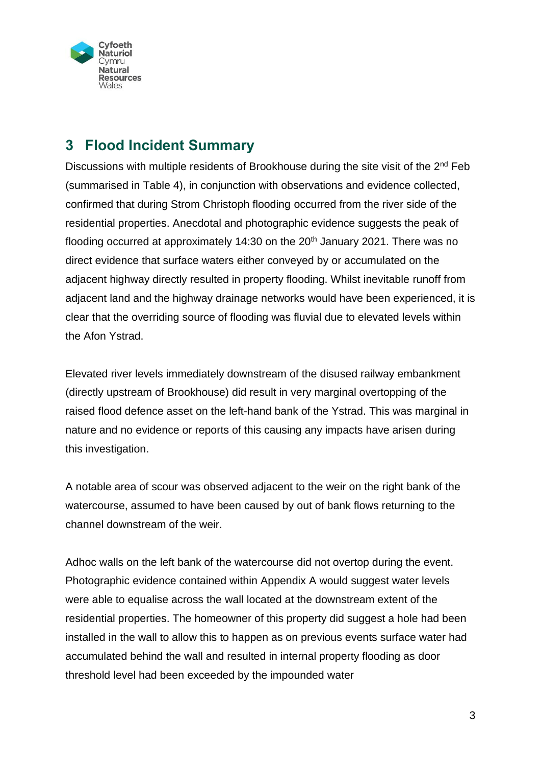## 3 Flood Incident Summary

Discussions with multiple residents of Brookhouse during the site visit of the 2nd Feb (summarised in Table 4), in conjunction with observations and evidence collected, confirmed that during Strom Christoph flooding occurred from the river side of the residential properties. Anecdotal and photographic evidence suggests the peak of flooding occurred at approximately 14:30 on the 20th January 2021. There was no direct evidence that surface waters either conveyed by or accumulated on the adjacent highway directly resulted in property flooding. Whilst inevitable runoff from adjacent land and the highway drainage networks would have been experienced, it is clear that the overriding source of flooding was fluvial due to elevated levels within the Afon Ystrad.

Elevated river levels immediately downstream of the disused railway embankment (directly upstream of Brookhouse) did result in very marginal overtopping of the raised flood defence asset on the left-hand bank of the Ystrad. This was marginal in nature and no evidence or reports of this causing any impacts have arisen during this investigation.

A notable area of scour was observed adjacent to the weir on the right bank of the watercourse, assumed to have been caused by out of bank flows returning to the channel downstream of the weir.

Adhoc walls on the left bank of the watercourse did not overtop during the event. Photographic evidence contained within Appendix A would suggest water levels were able to equalise across the wall located at the downstream extent of the residential properties. The homeowner of this property did suggest a hole had been installed in the wall to allow this to happen as on previous events surface water had accumulated behind the wall and resulted in internal property flooding as door threshold level had been exceeded by the impounded water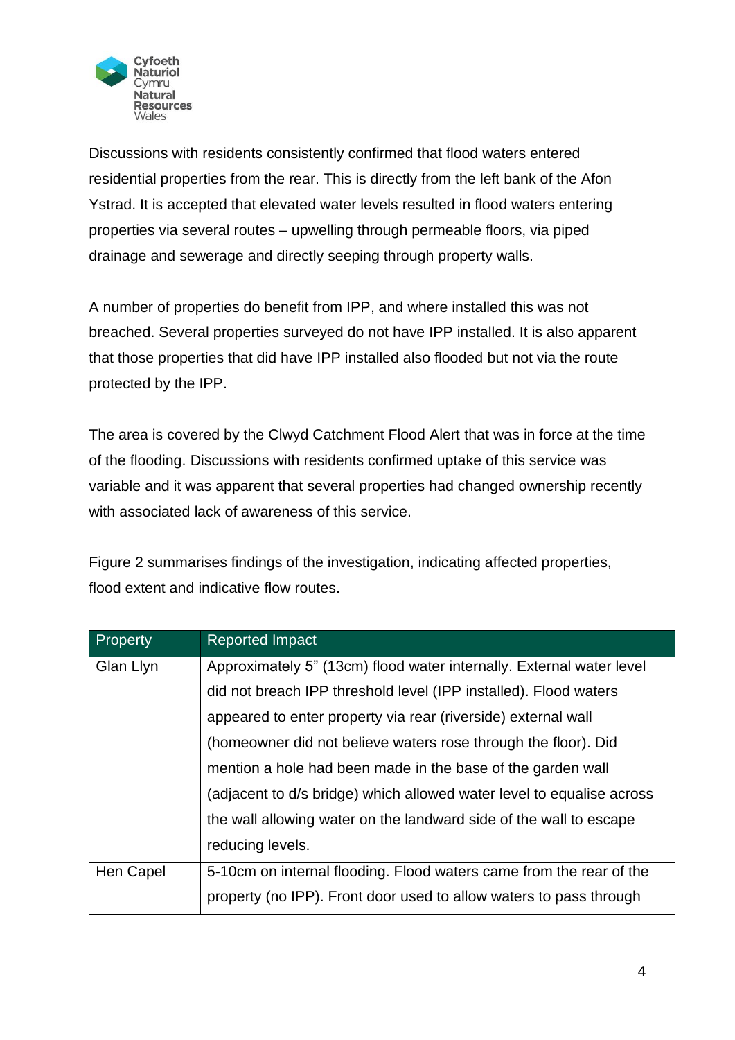Discussions with residents consistently confirmed that flood waters entered residential properties from the rear. This is directly from the left bank of the Afon Ystrad. It is accepted that elevated water levels resulted in flood waters entering properties via several routes – upwelling through permeable floors, via piped drainage and sewerage and directly seeping through property walls.

A number of properties do benefit from IPP, and where installed this was not breached. Several properties surveyed do not have IPP installed. It is also apparent that those properties that did have IPP installed also flooded but not via the route protected by the IPP.

The area is covered by the Clwyd Catchment Flood Alert that was in force at the time of the flooding. Discussions with residents confirmed uptake of this service was variable and it was apparent that several properties had changed ownership recently with associated lack of awareness of this service.

Figure 2 summarises findings of the investigation, indicating affected properties, flood extent and indicative flow routes.

| Property | Reported Impact |
| --- | --- |
| Glan Llyn | Approximately 5" (13cm) flood water internally. External water level did not breach IPP threshold level (IPP installed). Flood waters appeared to enter property via rear (riverside) external wall (homeowner did not believe waters rose through the floor). Did mention a hole had been made in the base of the garden wall (adjacent to d/s bridge) which allowed water level to equalise across the wall allowing water on the landward side of the wall to escape reducing levels. |
| Hen Capel | 5-10cm on internal flooding. Flood waters came from the rear of the property (no IPP). Front door used to allow waters to pass through |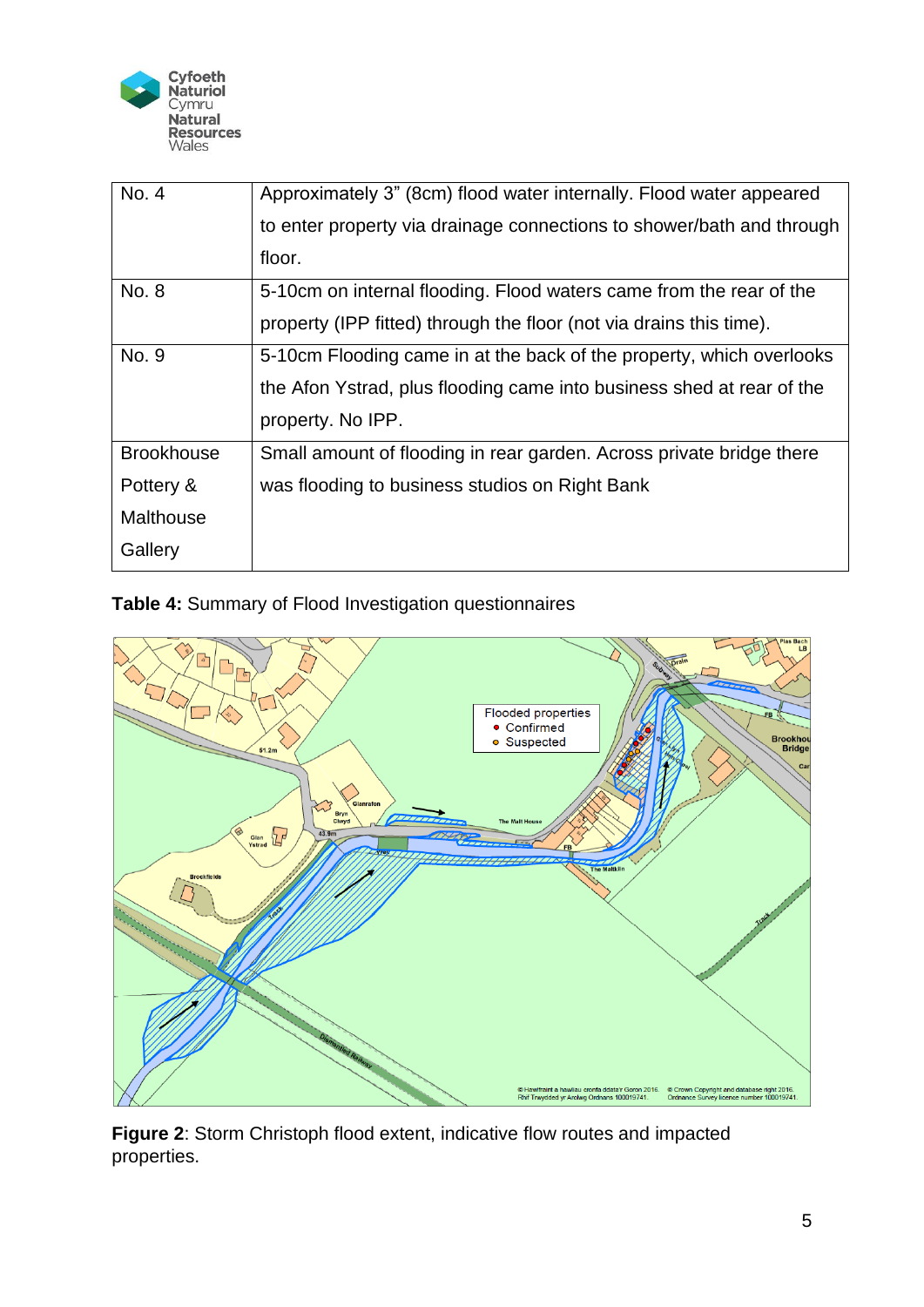| No. 4 | Approximately 3" (8cm) flood water internally. Flood water appeared to enter property via drainage connections to shower/bath and through floor. |
|---|---|
| No. 8 | 5-10cm on internal flooding. Flood waters came from the rear of the property (IPP fitted) through the floor (not via drains this time). |
| No. 9 | 5-10cm Flooding came in at the back of the property, which overlooks the Afon Ystrad, plus flooding came into business shed at rear of the property. No IPP. |
| Brookhouse Pottery & Malthouse Gallery | Small amount of flooding in rear garden. Across private bridge there was flooding to business studios on Right Bank |

**Table 4:** Summary of Flood Investigation questionnaires

**Figure 2**: Storm Christoph flood extent, indicative flow routes and impacted properties.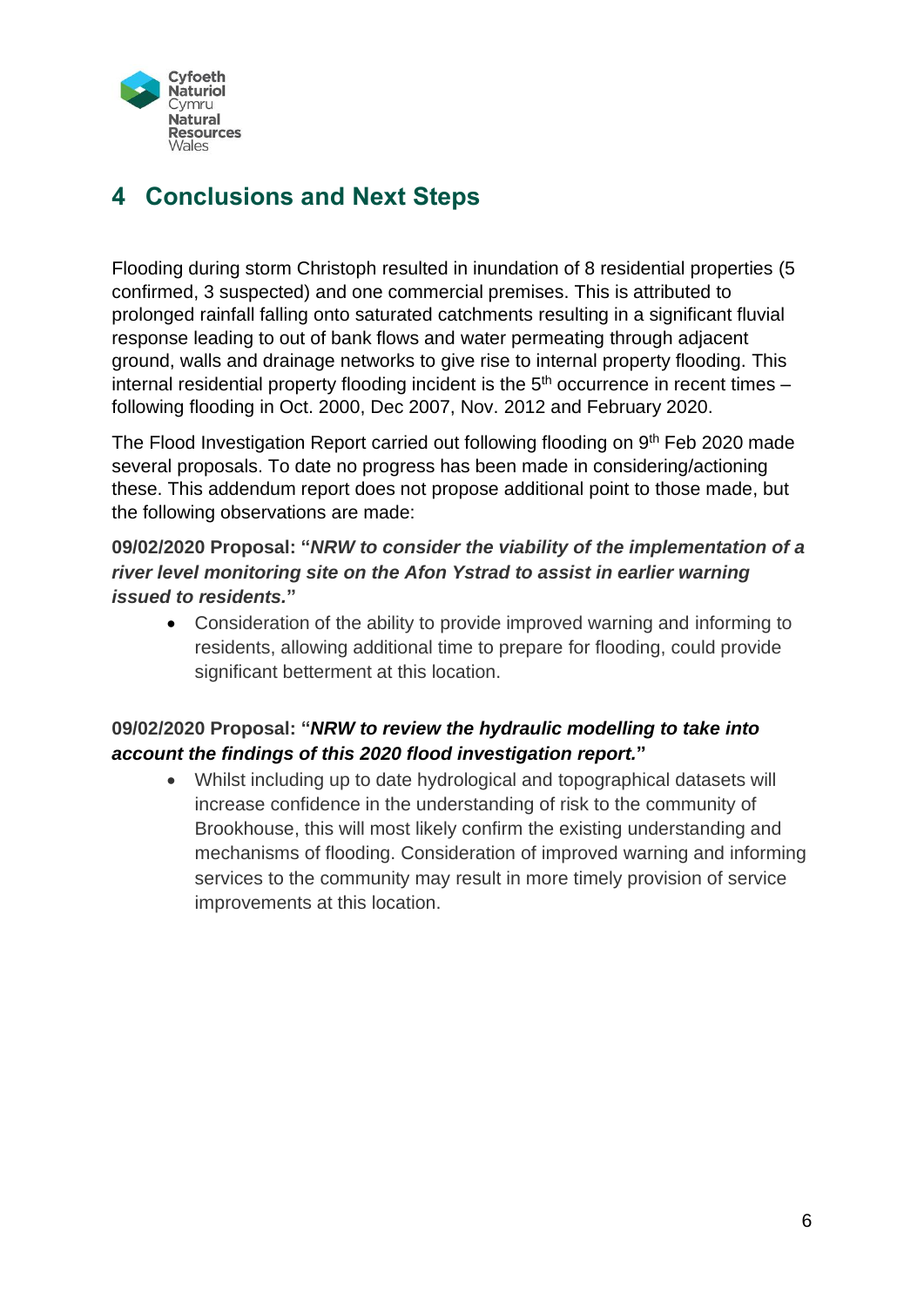# 4 Conclusions and Next Steps

Flooding during storm Christoph resulted in inundation of 8 residential properties (5 confirmed, 3 suspected) and one commercial premises. This is attributed to prolonged rainfall falling onto saturated catchments resulting in a significant fluvial response leading to out of bank flows and water permeating through adjacent ground, walls and drainage networks to give rise to internal property flooding. This internal residential property flooding incident is the 5th occurrence in recent times – following flooding in Oct. 2000, Dec 2007, Nov. 2012 and February 2020.

The Flood Investigation Report carried out following flooding on 9th Feb 2020 made several proposals. To date no progress has been made in considering/actioning these. This addendum report does not propose additional point to those made, but the following observations are made:

**09/02/2020 Proposal: "*NRW to consider the viability of the implementation of a river level monitoring site on the Afon Ystrad to assist in earlier warning issued to residents.*"**

- Consideration of the ability to provide improved warning and informing to residents, allowing additional time to prepare for flooding, could provide significant betterment at this location.

**09/02/2020 Proposal: "*NRW to review the hydraulic modelling to take into account the findings of this 2020 flood investigation report.*"**

- Whilst including up to date hydrological and topographical datasets will increase confidence in the understanding of risk to the community of Brookhouse, this will most likely confirm the existing understanding and mechanisms of flooding. Consideration of improved warning and informing services to the community may result in more timely provision of service improvements at this location.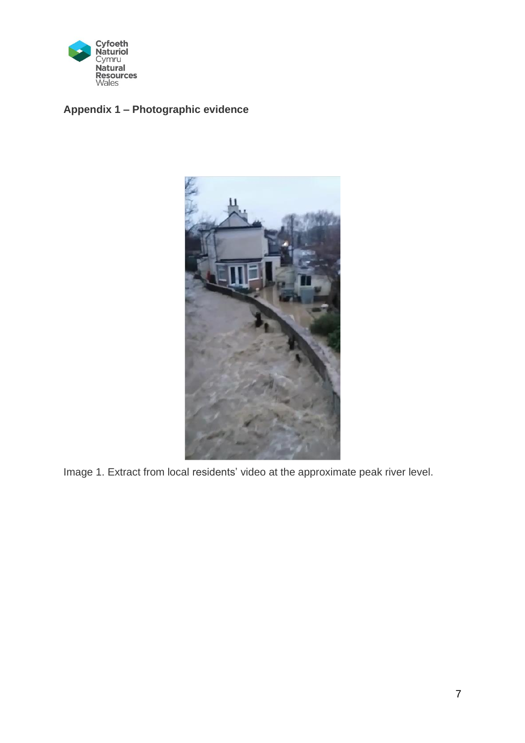## Appendix 1 – Photographic evidence

Image 1. Extract from local residents' video at the approximate peak river level.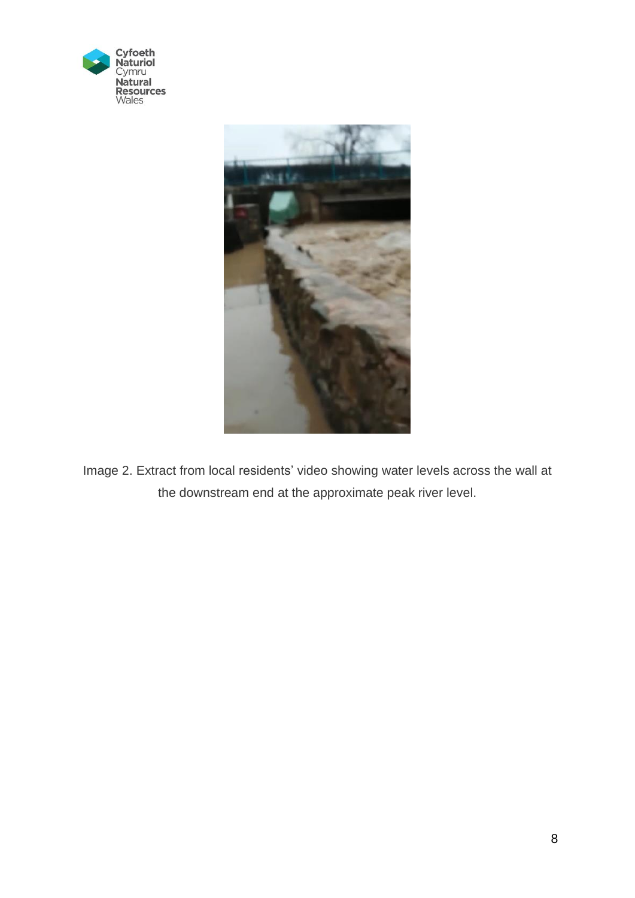Image 2. Extract from local residents' video showing water levels across the wall at the downstream end at the approximate peak river level.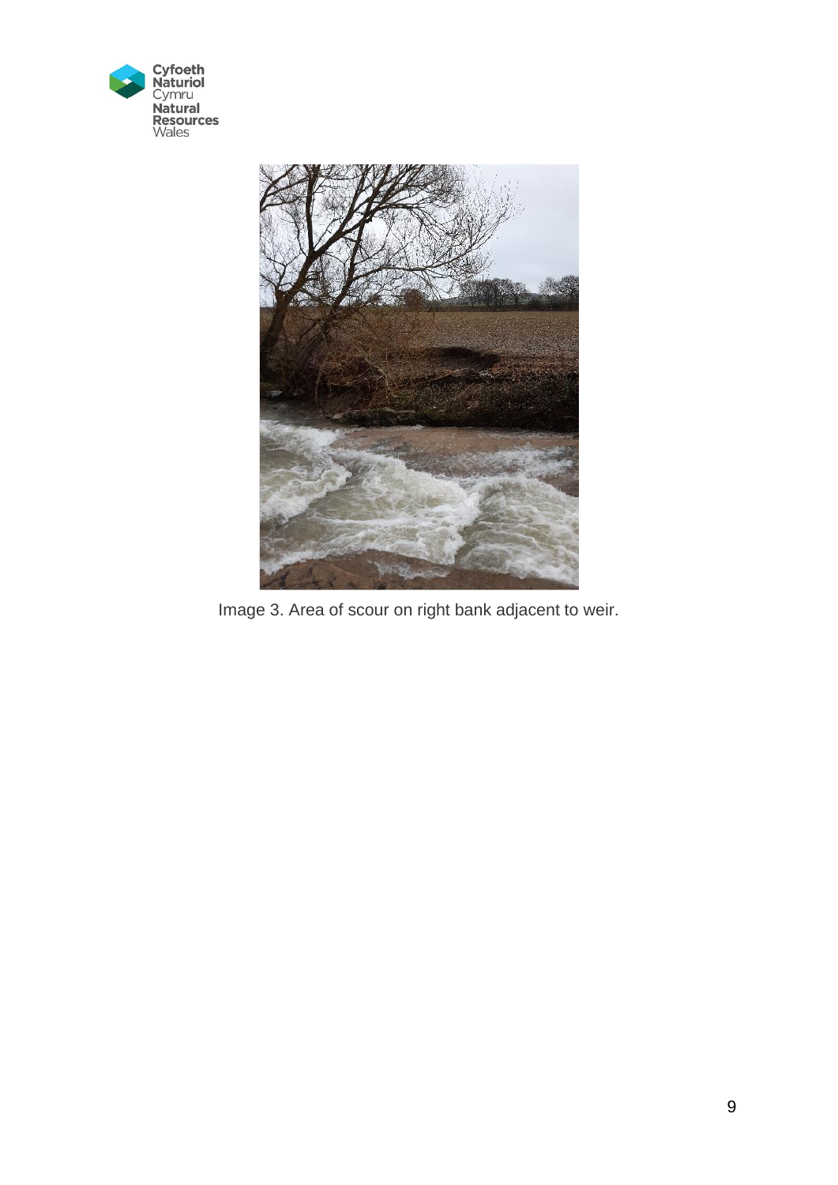Image 3. Area of scour on right bank adjacent to weir.